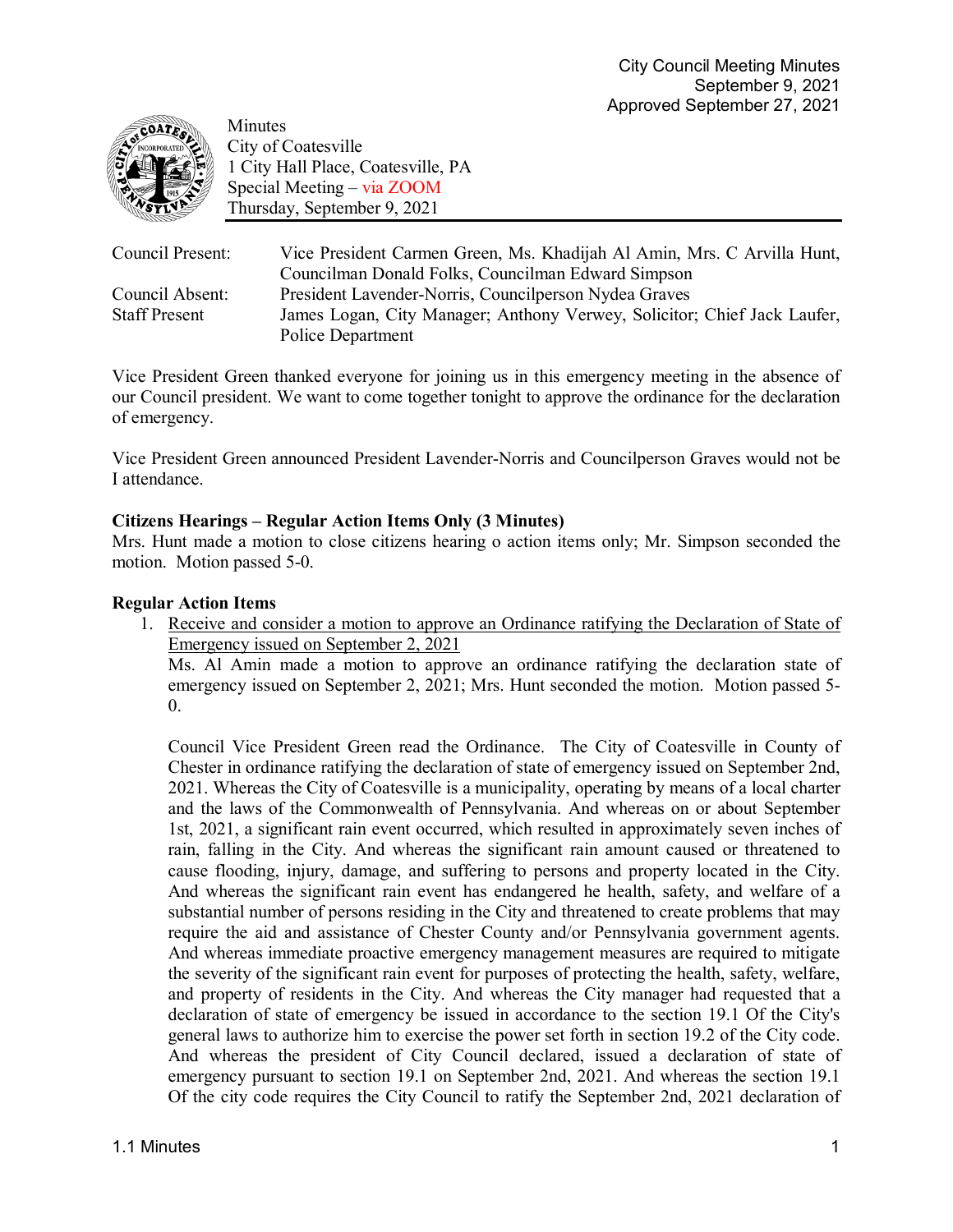City Council Meeting Minutes
September 9, 2021
Approved September 27, 2021

Minutes
City of Coatesville
1 City Hall Place, Coatesville, PA
Special Meeting – via ZOOM
Thursday, September 9, 2021

| | |
|---|---|
| Council Present: | Vice President Carmen Green, Ms. Khadijah Al Amin, Mrs. C Arvilla Hunt, Councilman Donald Folks, Councilman Edward Simpson |
| Council Absent: | President Lavender-Norris, Councilperson Nydea Graves |
| Staff Present | James Logan, City Manager; Anthony Verwey, Solicitor; Chief Jack Laufer, Police Department |

Vice President Green thanked everyone for joining us in this emergency meeting in the absence of our Council president. We want to come together tonight to approve the ordinance for the declaration of emergency.

Vice President Green announced President Lavender-Norris and Councilperson Graves would not be I attendance.

**Citizens Hearings – Regular Action Items Only (3 Minutes)**
Mrs. Hunt made a motion to close citizens hearing o action items only; Mr. Simpson seconded the motion. Motion passed 5-0.

**Regular Action Items**

1. Receive and consider a motion to approve an Ordinance ratifying the Declaration of State of Emergency issued on September 2, 2021
   Ms. Al Amin made a motion to approve an ordinance ratifying the declaration state of emergency issued on September 2, 2021; Mrs. Hunt seconded the motion. Motion passed 5-0.

   Council Vice President Green read the Ordinance. The City of Coatesville in County of Chester in ordinance ratifying the declaration of state of emergency issued on September 2nd, 2021. Whereas the City of Coatesville is a municipality, operating by means of a local charter and the laws of the Commonwealth of Pennsylvania. And whereas on or about September 1st, 2021, a significant rain event occurred, which resulted in approximately seven inches of rain, falling in the City. And whereas the significant rain amount caused or threatened to cause flooding, injury, damage, and suffering to persons and property located in the City. And whereas the significant rain event has endangered he health, safety, and welfare of a substantial number of persons residing in the City and threatened to create problems that may require the aid and assistance of Chester County and/or Pennsylvania government agents. And whereas immediate proactive emergency management measures are required to mitigate the severity of the significant rain event for purposes of protecting the health, safety, welfare, and property of residents in the City. And whereas the City manager had requested that a declaration of state of emergency be issued in accordance to the section 19.1 Of the City's general laws to authorize him to exercise the power set forth in section 19.2 of the City code. And whereas the president of City Council declared, issued a declaration of state of emergency pursuant to section 19.1 on September 2nd, 2021. And whereas the section 19.1 Of the city code requires the City Council to ratify the September 2nd, 2021 declaration of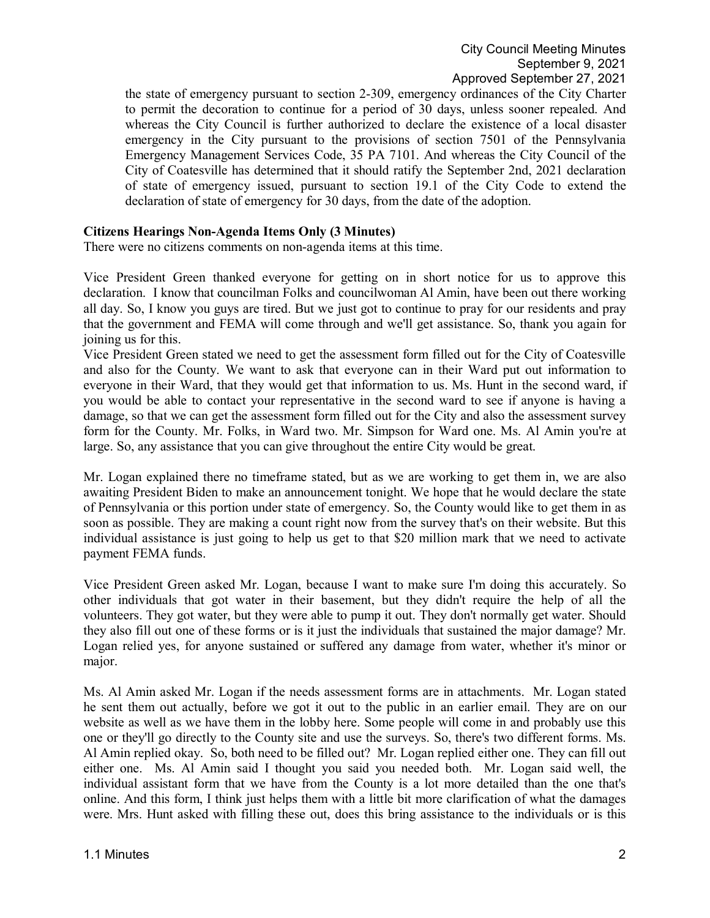the state of emergency pursuant to section 2-309, emergency ordinances of the City Charter to permit the decoration to continue for a period of 30 days, unless sooner repealed. And whereas the City Council is further authorized to declare the existence of a local disaster emergency in the City pursuant to the provisions of section 7501 of the Pennsylvania Emergency Management Services Code, 35 PA 7101. And whereas the City Council of the City of Coatesville has determined that it should ratify the September 2nd, 2021 declaration of state of emergency issued, pursuant to section 19.1 of the City Code to extend the declaration of state of emergency for 30 days, from the date of the adoption.

**Citizens Hearings Non-Agenda Items Only (3 Minutes)**

There were no citizens comments on non-agenda items at this time.

Vice President Green thanked everyone for getting on in short notice for us to approve this declaration. I know that councilman Folks and councilwoman Al Amin, have been out there working all day. So, I know you guys are tired. But we just got to continue to pray for our residents and pray that the government and FEMA will come through and we'll get assistance. So, thank you again for joining us for this.

Vice President Green stated we need to get the assessment form filled out for the City of Coatesville and also for the County. We want to ask that everyone can in their Ward put out information to everyone in their Ward, that they would get that information to us. Ms. Hunt in the second ward, if you would be able to contact your representative in the second ward to see if anyone is having a damage, so that we can get the assessment form filled out for the City and also the assessment survey form for the County. Mr. Folks, in Ward two. Mr. Simpson for Ward one. Ms. Al Amin you're at large. So, any assistance that you can give throughout the entire City would be great.

Mr. Logan explained there no timeframe stated, but as we are working to get them in, we are also awaiting President Biden to make an announcement tonight. We hope that he would declare the state of Pennsylvania or this portion under state of emergency. So, the County would like to get them in as soon as possible. They are making a count right now from the survey that's on their website. But this individual assistance is just going to help us get to that $20 million mark that we need to activate payment FEMA funds.

Vice President Green asked Mr. Logan, because I want to make sure I'm doing this accurately. So other individuals that got water in their basement, but they didn't require the help of all the volunteers. They got water, but they were able to pump it out. They don't normally get water. Should they also fill out one of these forms or is it just the individuals that sustained the major damage? Mr. Logan relied yes, for anyone sustained or suffered any damage from water, whether it's minor or major.

Ms. Al Amin asked Mr. Logan if the needs assessment forms are in attachments. Mr. Logan stated he sent them out actually, before we got it out to the public in an earlier email. They are on our website as well as we have them in the lobby here. Some people will come in and probably use this one or they'll go directly to the County site and use the surveys. So, there's two different forms. Ms. Al Amin replied okay. So, both need to be filled out? Mr. Logan replied either one. They can fill out either one. Ms. Al Amin said I thought you said you needed both. Mr. Logan said well, the individual assistant form that we have from the County is a lot more detailed than the one that's online. And this form, I think just helps them with a little bit more clarification of what the damages were. Mrs. Hunt asked with filling these out, does this bring assistance to the individuals or is this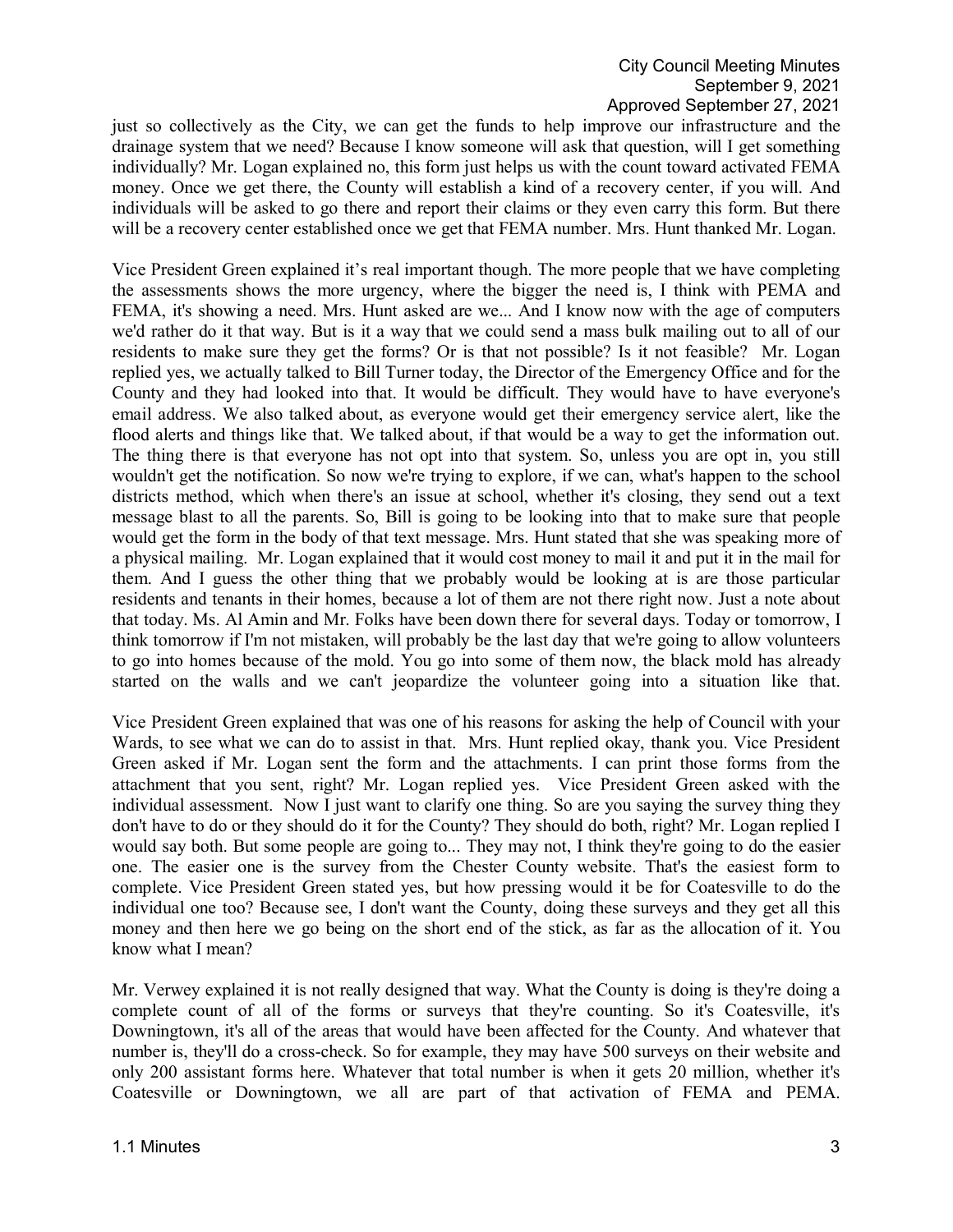just so collectively as the City, we can get the funds to help improve our infrastructure and the drainage system that we need? Because I know someone will ask that question, will I get something individually? Mr. Logan explained no, this form just helps us with the count toward activated FEMA money. Once we get there, the County will establish a kind of a recovery center, if you will. And individuals will be asked to go there and report their claims or they even carry this form. But there will be a recovery center established once we get that FEMA number. Mrs. Hunt thanked Mr. Logan.

Vice President Green explained it's real important though. The more people that we have completing the assessments shows the more urgency, where the bigger the need is, I think with PEMA and FEMA, it's showing a need. Mrs. Hunt asked are we... And I know now with the age of computers we'd rather do it that way. But is it a way that we could send a mass bulk mailing out to all of our residents to make sure they get the forms? Or is that not possible? Is it not feasible? Mr. Logan replied yes, we actually talked to Bill Turner today, the Director of the Emergency Office and for the County and they had looked into that. It would be difficult. They would have to have everyone's email address. We also talked about, as everyone would get their emergency service alert, like the flood alerts and things like that. We talked about, if that would be a way to get the information out. The thing there is that everyone has not opt into that system. So, unless you are opt in, you still wouldn't get the notification. So now we're trying to explore, if we can, what's happen to the school districts method, which when there's an issue at school, whether it's closing, they send out a text message blast to all the parents. So, Bill is going to be looking into that to make sure that people would get the form in the body of that text message. Mrs. Hunt stated that she was speaking more of a physical mailing. Mr. Logan explained that it would cost money to mail it and put it in the mail for them. And I guess the other thing that we probably would be looking at is are those particular residents and tenants in their homes, because a lot of them are not there right now. Just a note about that today. Ms. Al Amin and Mr. Folks have been down there for several days. Today or tomorrow, I think tomorrow if I'm not mistaken, will probably be the last day that we're going to allow volunteers to go into homes because of the mold. You go into some of them now, the black mold has already started on the walls and we can't jeopardize the volunteer going into a situation like that.

Vice President Green explained that was one of his reasons for asking the help of Council with your Wards, to see what we can do to assist in that. Mrs. Hunt replied okay, thank you. Vice President Green asked if Mr. Logan sent the form and the attachments. I can print those forms from the attachment that you sent, right? Mr. Logan replied yes. Vice President Green asked with the individual assessment. Now I just want to clarify one thing. So are you saying the survey thing they don't have to do or they should do it for the County? They should do both, right? Mr. Logan replied I would say both. But some people are going to... They may not, I think they're going to do the easier one. The easier one is the survey from the Chester County website. That's the easiest form to complete. Vice President Green stated yes, but how pressing would it be for Coatesville to do the individual one too? Because see, I don't want the County, doing these surveys and they get all this money and then here we go being on the short end of the stick, as far as the allocation of it. You know what I mean?

Mr. Verwey explained it is not really designed that way. What the County is doing is they're doing a complete count of all of the forms or surveys that they're counting. So it's Coatesville, it's Downingtown, it's all of the areas that would have been affected for the County. And whatever that number is, they'll do a cross-check. So for example, they may have 500 surveys on their website and only 200 assistant forms here. Whatever that total number is when it gets 20 million, whether it's Coatesville or Downingtown, we all are part of that activation of FEMA and PEMA.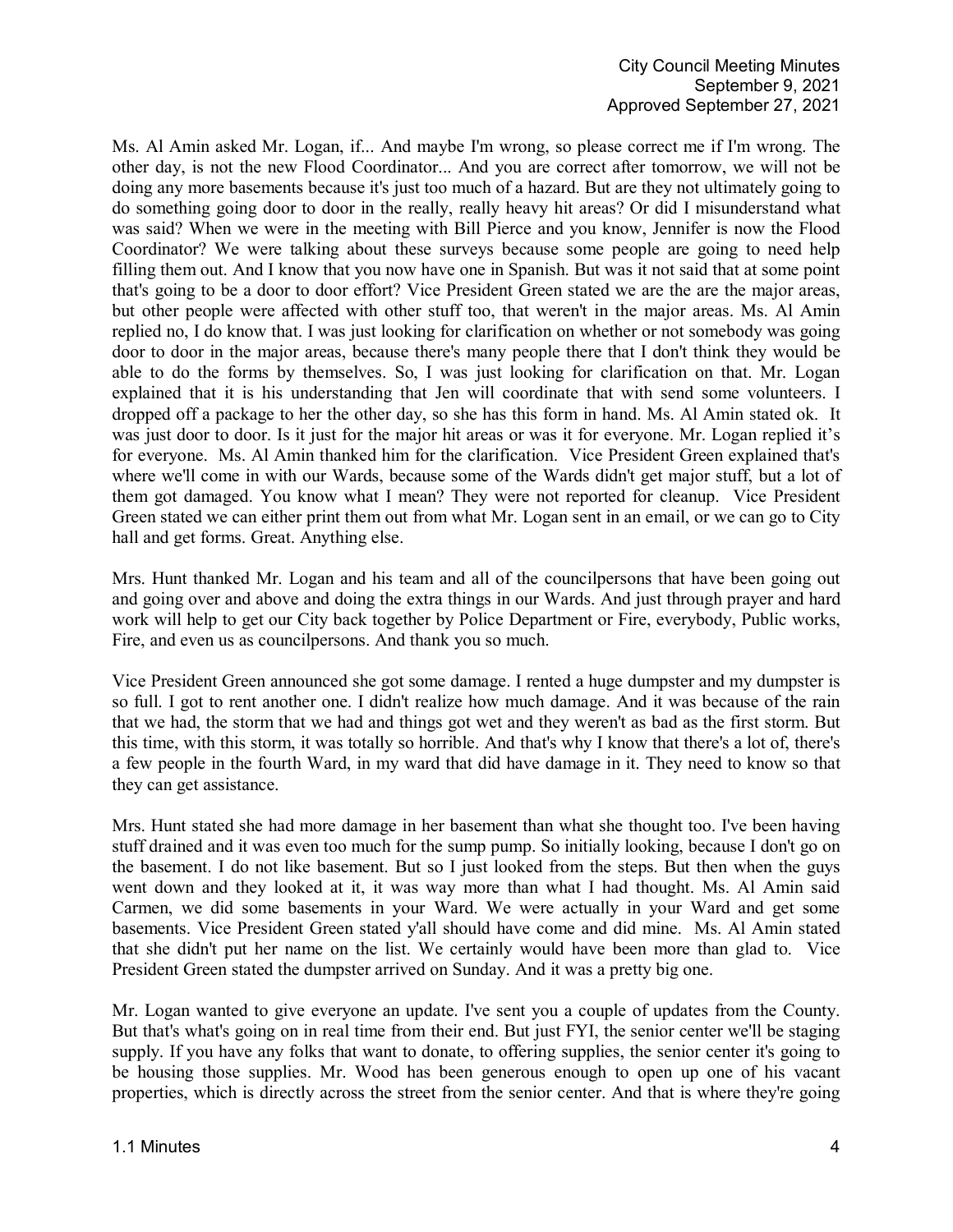Ms. Al Amin asked Mr. Logan, if... And maybe I'm wrong, so please correct me if I'm wrong. The other day, is not the new Flood Coordinator... And you are correct after tomorrow, we will not be doing any more basements because it's just too much of a hazard. But are they not ultimately going to do something going door to door in the really, really heavy hit areas? Or did I misunderstand what was said? When we were in the meeting with Bill Pierce and you know, Jennifer is now the Flood Coordinator? We were talking about these surveys because some people are going to need help filling them out. And I know that you now have one in Spanish. But was it not said that at some point that's going to be a door to door effort? Vice President Green stated we are the are the major areas, but other people were affected with other stuff too, that weren't in the major areas. Ms. Al Amin replied no, I do know that. I was just looking for clarification on whether or not somebody was going door to door in the major areas, because there's many people there that I don't think they would be able to do the forms by themselves. So, I was just looking for clarification on that. Mr. Logan explained that it is his understanding that Jen will coordinate that with send some volunteers. I dropped off a package to her the other day, so she has this form in hand. Ms. Al Amin stated ok. It was just door to door. Is it just for the major hit areas or was it for everyone. Mr. Logan replied it's for everyone. Ms. Al Amin thanked him for the clarification. Vice President Green explained that's where we'll come in with our Wards, because some of the Wards didn't get major stuff, but a lot of them got damaged. You know what I mean? They were not reported for cleanup. Vice President Green stated we can either print them out from what Mr. Logan sent in an email, or we can go to City hall and get forms. Great. Anything else.

Mrs. Hunt thanked Mr. Logan and his team and all of the councilpersons that have been going out and going over and above and doing the extra things in our Wards. And just through prayer and hard work will help to get our City back together by Police Department or Fire, everybody, Public works, Fire, and even us as councilpersons. And thank you so much.

Vice President Green announced she got some damage. I rented a huge dumpster and my dumpster is so full. I got to rent another one. I didn't realize how much damage. And it was because of the rain that we had, the storm that we had and things got wet and they weren't as bad as the first storm. But this time, with this storm, it was totally so horrible. And that's why I know that there's a lot of, there's a few people in the fourth Ward, in my ward that did have damage in it. They need to know so that they can get assistance.

Mrs. Hunt stated she had more damage in her basement than what she thought too. I've been having stuff drained and it was even too much for the sump pump. So initially looking, because I don't go on the basement. I do not like basement. But so I just looked from the steps. But then when the guys went down and they looked at it, it was way more than what I had thought. Ms. Al Amin said Carmen, we did some basements in your Ward. We were actually in your Ward and get some basements. Vice President Green stated y'all should have come and did mine. Ms. Al Amin stated that she didn't put her name on the list. We certainly would have been more than glad to. Vice President Green stated the dumpster arrived on Sunday. And it was a pretty big one.

Mr. Logan wanted to give everyone an update. I've sent you a couple of updates from the County. But that's what's going on in real time from their end. But just FYI, the senior center we'll be staging supply. If you have any folks that want to donate, to offering supplies, the senior center it's going to be housing those supplies. Mr. Wood has been generous enough to open up one of his vacant properties, which is directly across the street from the senior center. And that is where they're going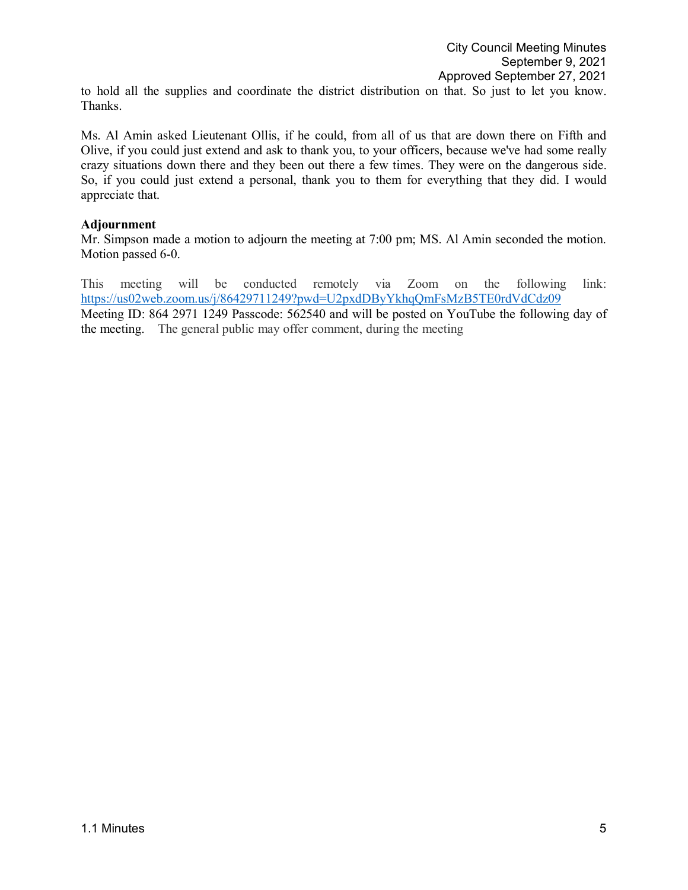to hold all the supplies and coordinate the district distribution on that. So just to let you know. Thanks.

Ms. Al Amin asked Lieutenant Ollis, if he could, from all of us that are down there on Fifth and Olive, if you could just extend and ask to thank you, to your officers, because we've had some really crazy situations down there and they been out there a few times. They were on the dangerous side. So, if you could just extend a personal, thank you to them for everything that they did. I would appreciate that.

**Adjournment**
Mr. Simpson made a motion to adjourn the meeting at 7:00 pm; MS. Al Amin seconded the motion. Motion passed 6-0.

This meeting will be conducted remotely via Zoom on the following link: https://us02web.zoom.us/j/86429711249?pwd=U2pxdDByYkhqQmFsMzB5TE0rdVdCdz09
Meeting ID: 864 2971 1249 Passcode: 562540 and will be posted on YouTube the following day of the meeting. The general public may offer comment, during the meeting